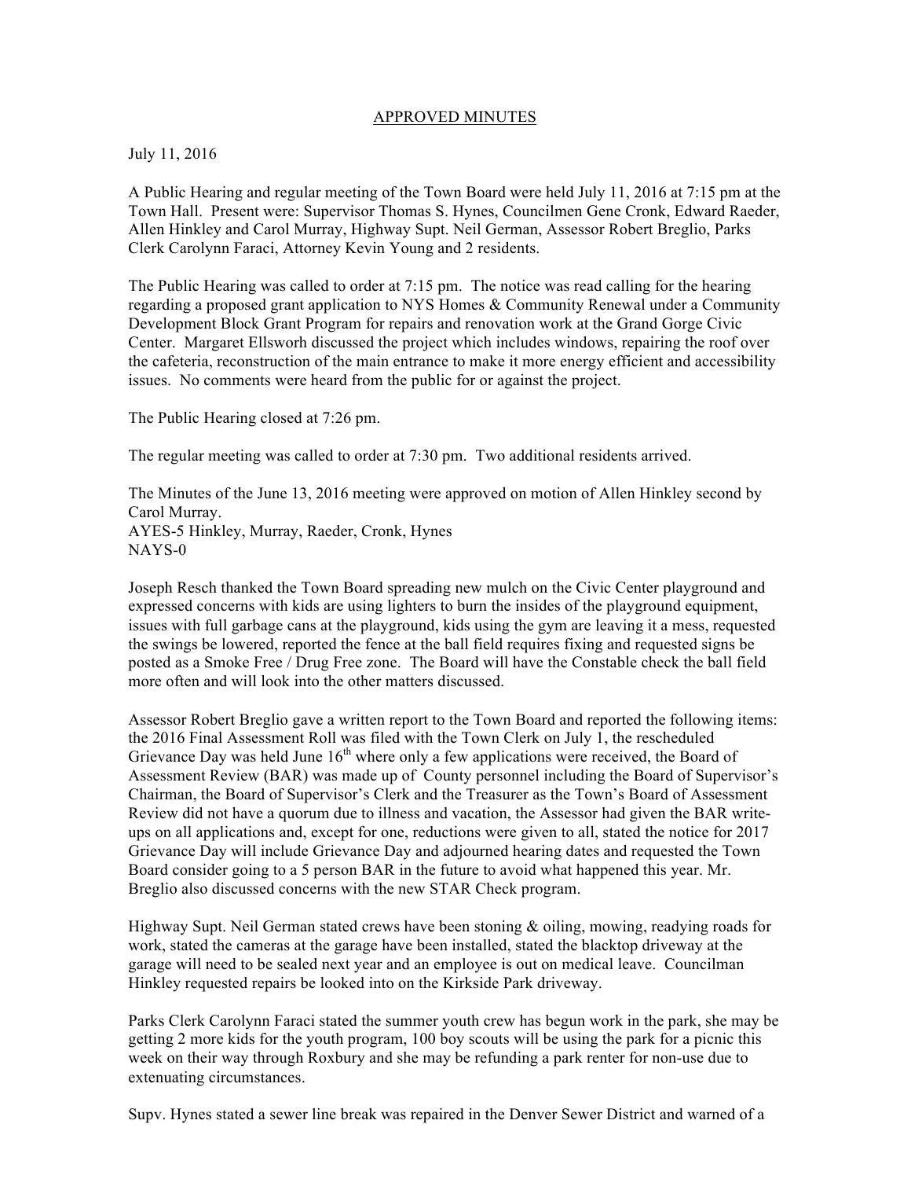APPROVED MINUTES

July 11, 2016

A Public Hearing and regular meeting of the Town Board were held July 11, 2016 at 7:15 pm at the Town Hall. Present were: Supervisor Thomas S. Hynes, Councilmen Gene Cronk, Edward Raeder, Allen Hinkley and Carol Murray, Highway Supt. Neil German, Assessor Robert Breglio, Parks Clerk Carolynn Faraci, Attorney Kevin Young and 2 residents.

The Public Hearing was called to order at 7:15 pm. The notice was read calling for the hearing regarding a proposed grant application to NYS Homes & Community Renewal under a Community Development Block Grant Program for repairs and renovation work at the Grand Gorge Civic Center. Margaret Ellsworh discussed the project which includes windows, repairing the roof over the cafeteria, reconstruction of the main entrance to make it more energy efficient and accessibility issues. No comments were heard from the public for or against the project.

The Public Hearing closed at 7:26 pm.

The regular meeting was called to order at 7:30 pm. Two additional residents arrived.

The Minutes of the June 13, 2016 meeting were approved on motion of Allen Hinkley second by Carol Murray.
AYES-5 Hinkley, Murray, Raeder, Cronk, Hynes
NAYS-0

Joseph Resch thanked the Town Board spreading new mulch on the Civic Center playground and expressed concerns with kids are using lighters to burn the insides of the playground equipment, issues with full garbage cans at the playground, kids using the gym are leaving it a mess, requested the swings be lowered, reported the fence at the ball field requires fixing and requested signs be posted as a Smoke Free / Drug Free zone. The Board will have the Constable check the ball field more often and will look into the other matters discussed.

Assessor Robert Breglio gave a written report to the Town Board and reported the following items: the 2016 Final Assessment Roll was filed with the Town Clerk on July 1, the rescheduled Grievance Day was held June 16th where only a few applications were received, the Board of Assessment Review (BAR) was made up of County personnel including the Board of Supervisor's Chairman, the Board of Supervisor's Clerk and the Treasurer as the Town's Board of Assessment Review did not have a quorum due to illness and vacation, the Assessor had given the BAR write-ups on all applications and, except for one, reductions were given to all, stated the notice for 2017 Grievance Day will include Grievance Day and adjourned hearing dates and requested the Town Board consider going to a 5 person BAR in the future to avoid what happened this year. Mr. Breglio also discussed concerns with the new STAR Check program.

Highway Supt. Neil German stated crews have been stoning & oiling, mowing, readying roads for work, stated the cameras at the garage have been installed, stated the blacktop driveway at the garage will need to be sealed next year and an employee is out on medical leave. Councilman Hinkley requested repairs be looked into on the Kirkside Park driveway.

Parks Clerk Carolynn Faraci stated the summer youth crew has begun work in the park, she may be getting 2 more kids for the youth program, 100 boy scouts will be using the park for a picnic this week on their way through Roxbury and she may be refunding a park renter for non-use due to extenuating circumstances.

Supv. Hynes stated a sewer line break was repaired in the Denver Sewer District and warned of a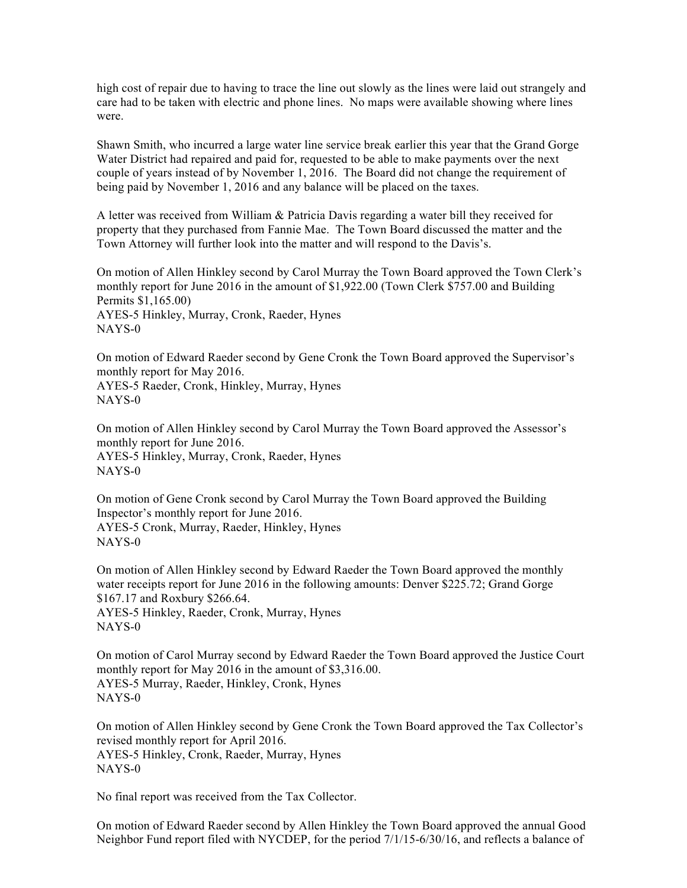high cost of repair due to having to trace the line out slowly as the lines were laid out strangely and care had to be taken with electric and phone lines. No maps were available showing where lines were.

Shawn Smith, who incurred a large water line service break earlier this year that the Grand Gorge Water District had repaired and paid for, requested to be able to make payments over the next couple of years instead of by November 1, 2016. The Board did not change the requirement of being paid by November 1, 2016 and any balance will be placed on the taxes.

A letter was received from William & Patricia Davis regarding a water bill they received for property that they purchased from Fannie Mae. The Town Board discussed the matter and the Town Attorney will further look into the matter and will respond to the Davis's.

On motion of Allen Hinkley second by Carol Murray the Town Board approved the Town Clerk's monthly report for June 2016 in the amount of $1,922.00 (Town Clerk $757.00 and Building Permits $1,165.00)
AYES-5 Hinkley, Murray, Cronk, Raeder, Hynes
NAYS-0

On motion of Edward Raeder second by Gene Cronk the Town Board approved the Supervisor's monthly report for May 2016.
AYES-5 Raeder, Cronk, Hinkley, Murray, Hynes
NAYS-0

On motion of Allen Hinkley second by Carol Murray the Town Board approved the Assessor's monthly report for June 2016.
AYES-5 Hinkley, Murray, Cronk, Raeder, Hynes
NAYS-0

On motion of Gene Cronk second by Carol Murray the Town Board approved the Building Inspector's monthly report for June 2016.
AYES-5 Cronk, Murray, Raeder, Hinkley, Hynes
NAYS-0

On motion of Allen Hinkley second by Edward Raeder the Town Board approved the monthly water receipts report for June 2016 in the following amounts: Denver $225.72; Grand Gorge $167.17 and Roxbury $266.64.
AYES-5 Hinkley, Raeder, Cronk, Murray, Hynes
NAYS-0

On motion of Carol Murray second by Edward Raeder the Town Board approved the Justice Court monthly report for May 2016 in the amount of $3,316.00.
AYES-5 Murray, Raeder, Hinkley, Cronk, Hynes
NAYS-0

On motion of Allen Hinkley second by Gene Cronk the Town Board approved the Tax Collector's revised monthly report for April 2016.
AYES-5 Hinkley, Cronk, Raeder, Murray, Hynes
NAYS-0

No final report was received from the Tax Collector.

On motion of Edward Raeder second by Allen Hinkley the Town Board approved the annual Good Neighbor Fund report filed with NYCDEP, for the period 7/1/15-6/30/16, and reflects a balance of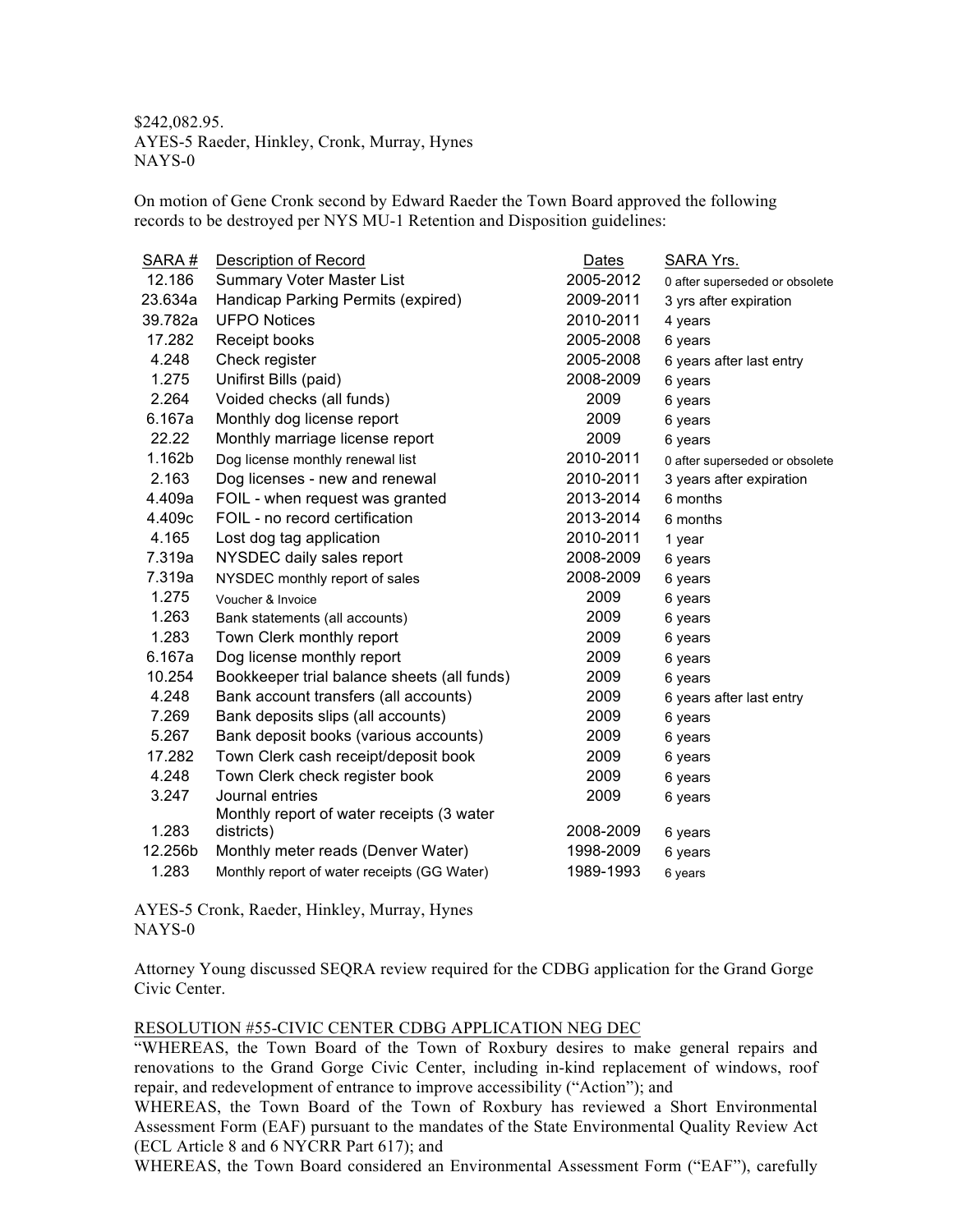$242,082.95.
AYES-5 Raeder, Hinkley, Cronk, Murray, Hynes
NAYS-0

On motion of Gene Cronk second by Edward Raeder the Town Board approved the following records to be destroyed per NYS MU-1 Retention and Disposition guidelines:

| SARA # | Description of Record | Dates | SARA Yrs. |
|---|---|---|---|
| 12.186 | Summary Voter Master List | 2005-2012 | 0 after superseded or obsolete |
| 23.634a | Handicap Parking Permits (expired) | 2009-2011 | 3 yrs after expiration |
| 39.782a | UFPO Notices | 2010-2011 | 4 years |
| 17.282 | Receipt books | 2005-2008 | 6 years |
| 4.248 | Check register | 2005-2008 | 6 years after last entry |
| 1.275 | Unifirst Bills (paid) | 2008-2009 | 6 years |
| 2.264 | Voided checks (all funds) | 2009 | 6 years |
| 6.167a | Monthly dog license report | 2009 | 6 years |
| 22.22 | Monthly marriage license report | 2009 | 6 years |
| 1.162b | Dog license monthly renewal list | 2010-2011 | 0 after superseded or obsolete |
| 2.163 | Dog licenses - new and renewal | 2010-2011 | 3 years after expiration |
| 4.409a | FOIL - when request was granted | 2013-2014 | 6 months |
| 4.409c | FOIL - no record certification | 2013-2014 | 6 months |
| 4.165 | Lost dog tag application | 2010-2011 | 1 year |
| 7.319a | NYSDEC daily sales report | 2008-2009 | 6 years |
| 7.319a | NYSDEC monthly report of sales | 2008-2009 | 6 years |
| 1.275 | Voucher & Invoice | 2009 | 6 years |
| 1.263 | Bank statements (all accounts) | 2009 | 6 years |
| 1.283 | Town Clerk monthly report | 2009 | 6 years |
| 6.167a | Dog license monthly report | 2009 | 6 years |
| 10.254 | Bookkeeper trial balance sheets (all funds) | 2009 | 6 years |
| 4.248 | Bank account transfers (all accounts) | 2009 | 6 years after last entry |
| 7.269 | Bank deposits slips (all accounts) | 2009 | 6 years |
| 5.267 | Bank deposit books (various accounts) | 2009 | 6 years |
| 17.282 | Town Clerk cash receipt/deposit book | 2009 | 6 years |
| 4.248 | Town Clerk check register book | 2009 | 6 years |
| 3.247 | Journal entries | 2009 | 6 years |
| 1.283 | Monthly report of water receipts (3 water districts) | 2008-2009 | 6 years |
| 12.256b | Monthly meter reads (Denver Water) | 1998-2009 | 6 years |
| 1.283 | Monthly report of water receipts (GG Water) | 1989-1993 | 6 years |

AYES-5 Cronk, Raeder, Hinkley, Murray, Hynes
NAYS-0

Attorney Young discussed SEQRA review required for the CDBG application for the Grand Gorge Civic Center.

RESOLUTION #55-CIVIC CENTER CDBG APPLICATION NEG DEC

"WHEREAS, the Town Board of the Town of Roxbury desires to make general repairs and renovations to the Grand Gorge Civic Center, including in-kind replacement of windows, roof repair, and redevelopment of entrance to improve accessibility ("Action"); and

WHEREAS, the Town Board of the Town of Roxbury has reviewed a Short Environmental Assessment Form (EAF) pursuant to the mandates of the State Environmental Quality Review Act (ECL Article 8 and 6 NYCRR Part 617); and

WHEREAS, the Town Board considered an Environmental Assessment Form ("EAF"), carefully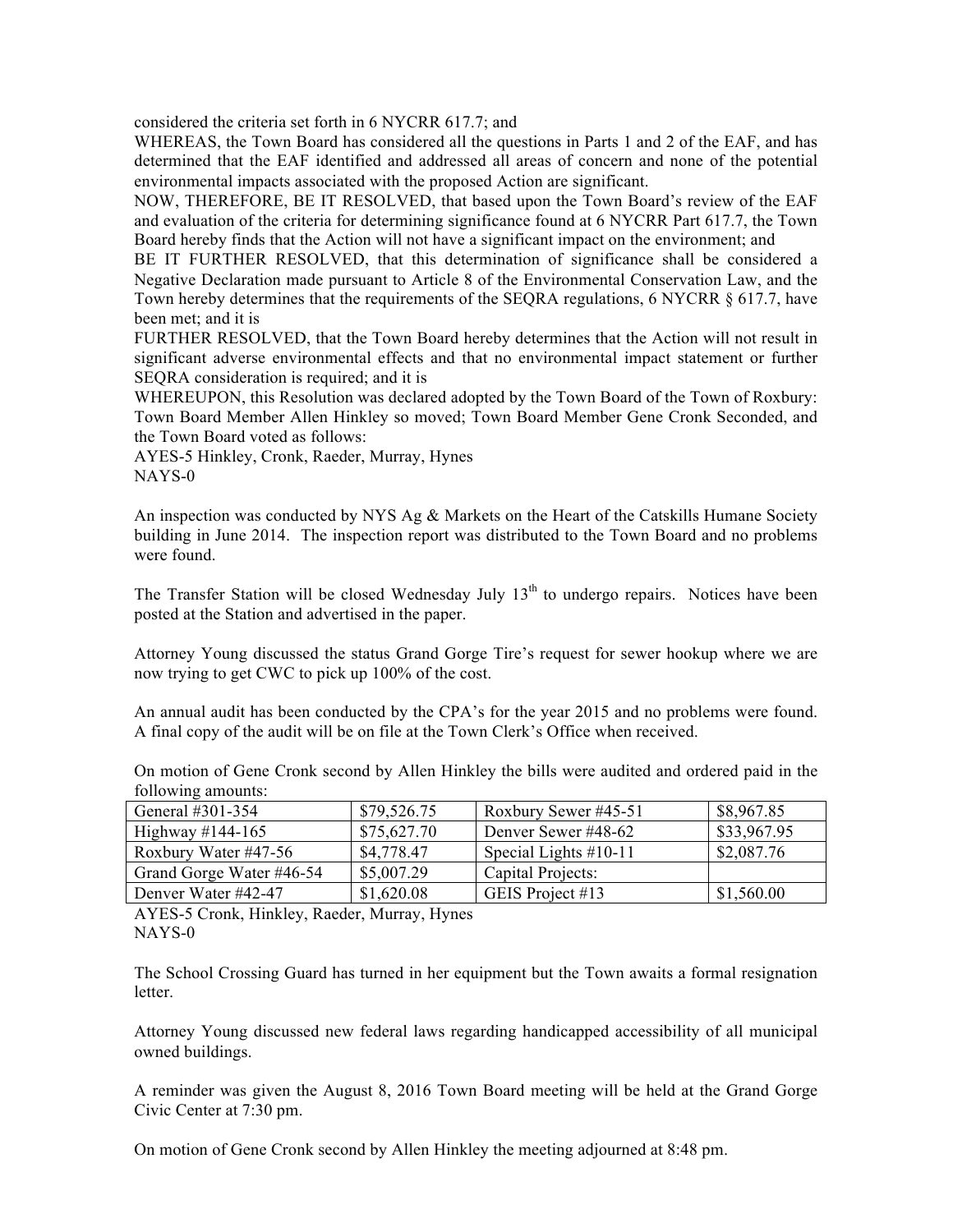considered the criteria set forth in 6 NYCRR 617.7; and

WHEREAS, the Town Board has considered all the questions in Parts 1 and 2 of the EAF, and has determined that the EAF identified and addressed all areas of concern and none of the potential environmental impacts associated with the proposed Action are significant.

NOW, THEREFORE, BE IT RESOLVED, that based upon the Town Board's review of the EAF and evaluation of the criteria for determining significance found at 6 NYCRR Part 617.7, the Town Board hereby finds that the Action will not have a significant impact on the environment; and

BE IT FURTHER RESOLVED, that this determination of significance shall be considered a Negative Declaration made pursuant to Article 8 of the Environmental Conservation Law, and the Town hereby determines that the requirements of the SEQRA regulations, 6 NYCRR § 617.7, have been met; and it is

FURTHER RESOLVED, that the Town Board hereby determines that the Action will not result in significant adverse environmental effects and that no environmental impact statement or further SEQRA consideration is required; and it is

WHEREUPON, this Resolution was declared adopted by the Town Board of the Town of Roxbury: Town Board Member Allen Hinkley so moved; Town Board Member Gene Cronk Seconded, and the Town Board voted as follows:

AYES-5 Hinkley, Cronk, Raeder, Murray, Hynes
NAYS-0

An inspection was conducted by NYS Ag & Markets on the Heart of the Catskills Humane Society building in June 2014. The inspection report was distributed to the Town Board and no problems were found.

The Transfer Station will be closed Wednesday July 13th to undergo repairs. Notices have been posted at the Station and advertised in the paper.

Attorney Young discussed the status Grand Gorge Tire's request for sewer hookup where we are now trying to get CWC to pick up 100% of the cost.

An annual audit has been conducted by the CPA's for the year 2015 and no problems were found. A final copy of the audit will be on file at the Town Clerk's Office when received.

On motion of Gene Cronk second by Allen Hinkley the bills were audited and ordered paid in the following amounts:

| General #301-354 | $79,526.75 | Roxbury Sewer #45-51 | $8,967.85 |
|---|---|---|---|
| Highway #144-165 | $75,627.70 | Denver Sewer #48-62 | $33,967.95 |
| Roxbury Water #47-56 | $4,778.47 | Special Lights #10-11 | $2,087.76 |
| Grand Gorge Water #46-54 | $5,007.29 | Capital Projects: | |
| Denver Water #42-47 | $1,620.08 | GEIS Project #13 | $1,560.00 |

AYES-5 Cronk, Hinkley, Raeder, Murray, Hynes
NAYS-0

The School Crossing Guard has turned in her equipment but the Town awaits a formal resignation letter.

Attorney Young discussed new federal laws regarding handicapped accessibility of all municipal owned buildings.

A reminder was given the August 8, 2016 Town Board meeting will be held at the Grand Gorge Civic Center at 7:30 pm.

On motion of Gene Cronk second by Allen Hinkley the meeting adjourned at 8:48 pm.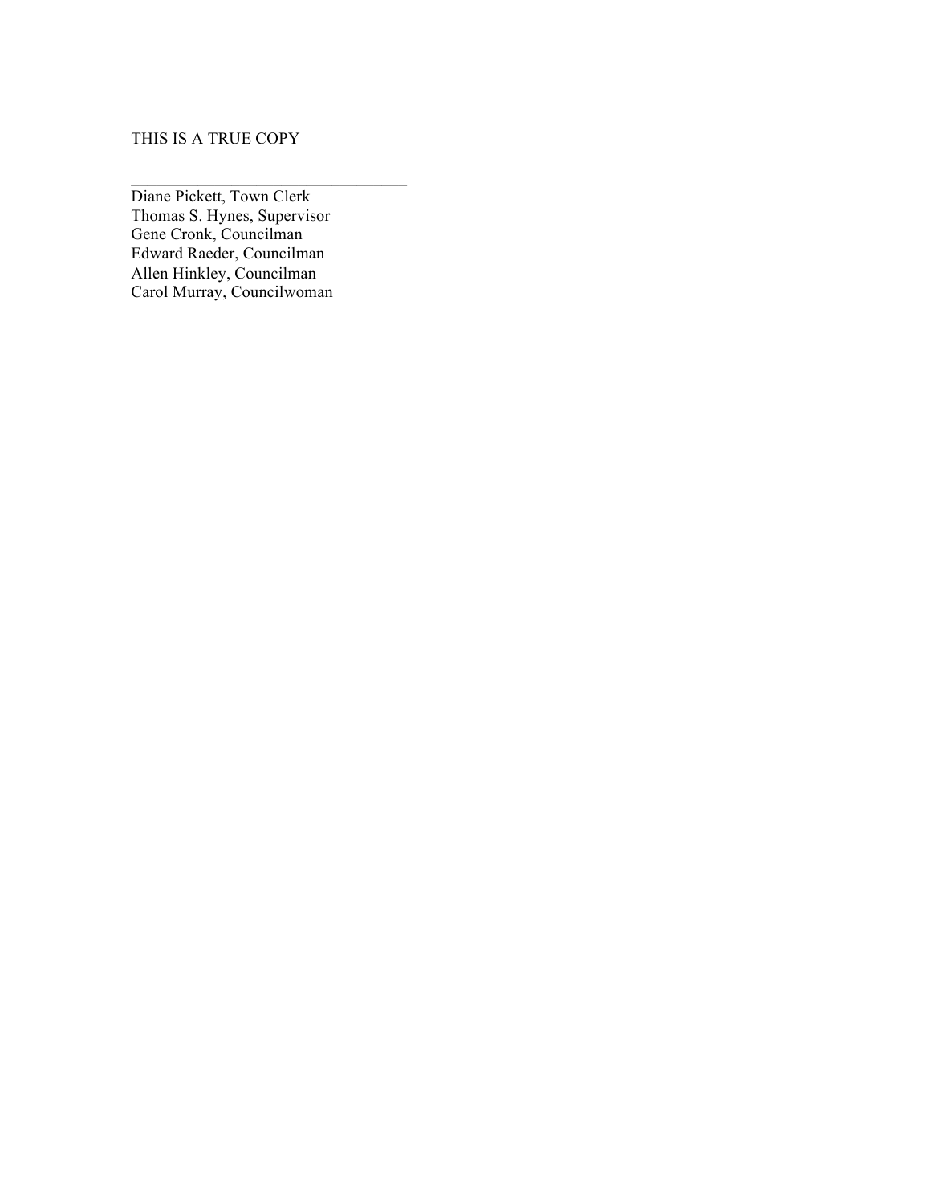THIS IS A TRUE COPY

\_\_\_\_\_\_\_\_\_\_\_\_\_\_\_\_\_\_\_\_\_\_\_\_\_\_\_\_\_\_\_\_\_\_\_

Diane Pickett, Town Clerk
Thomas S. Hynes, Supervisor
Gene Cronk, Councilman
Edward Raeder, Councilman
Allen Hinkley, Councilman
Carol Murray, Councilwoman